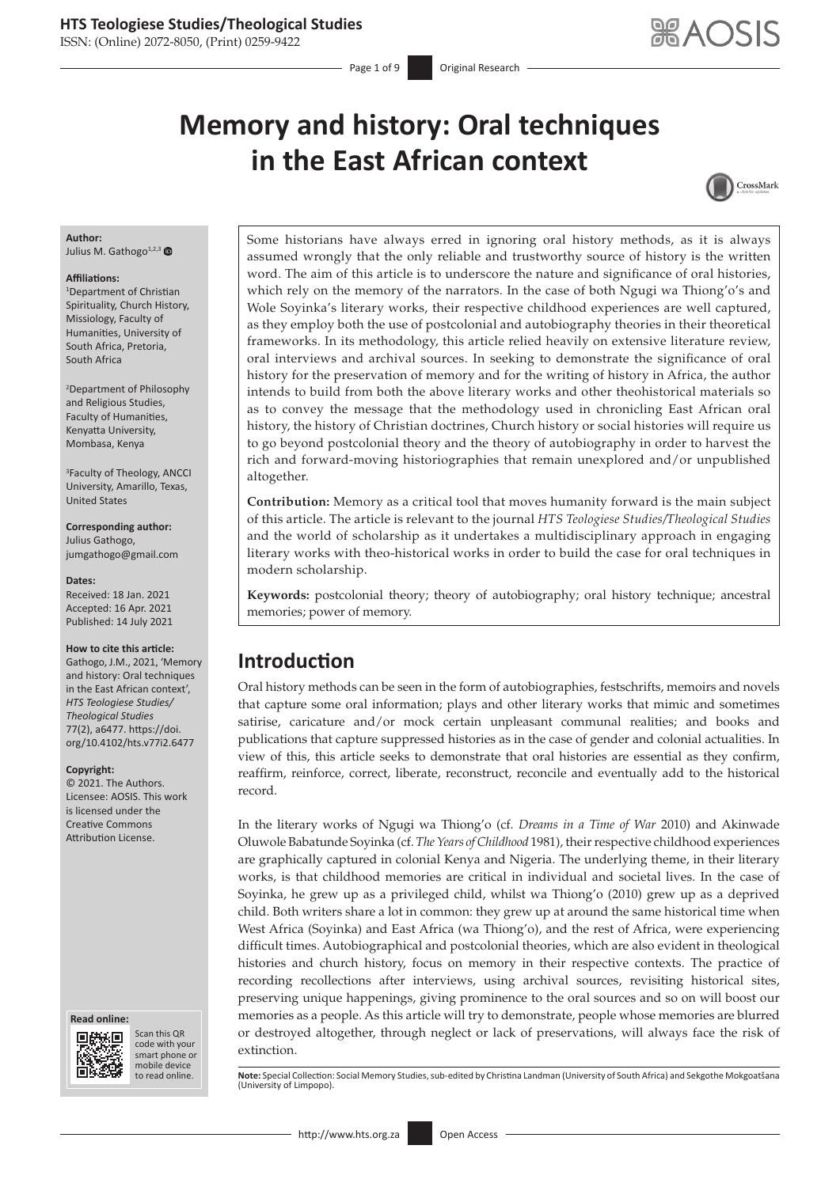# Memory and history: Oral techniques in the East African context

**Author:**
Julius M. Gathogo[1,2,3]

**Affiliations:**
[1]Department of Christian Spirituality, Church History, Missiology, Faculty of Humanities, University of South Africa, Pretoria, South Africa

[2]Department of Philosophy and Religious Studies, Faculty of Humanities, Kenyatta University, Mombasa, Kenya

[3]Faculty of Theology, ANCCI University, Amarillo, Texas, United States

**Corresponding author:**
Julius Gathogo,
jumgathogo@gmail.com

**Dates:**
Received: 18 Jan. 2021
Accepted: 16 Apr. 2021
Published: 14 July 2021

**How to cite this article:**
Gathogo, J.M., 2021, 'Memory and history: Oral techniques in the East African context', *HTS Teologiese Studies/Theological Studies* 77(2), a6477. https://doi.org/10.4102/hts.v77i2.6477

**Copyright:**
© 2021. The Authors. Licensee: AOSIS. This work is licensed under the Creative Commons Attribution License.

Some historians have always erred in ignoring oral history methods, as it is always assumed wrongly that the only reliable and trustworthy source of history is the written word. The aim of this article is to underscore the nature and significance of oral histories, which rely on the memory of the narrators. In the case of both Ngugi wa Thiong'o's and Wole Soyinka's literary works, their respective childhood experiences are well captured, as they employ both the use of postcolonial and autobiography theories in their theoretical frameworks. In its methodology, this article relied heavily on extensive literature review, oral interviews and archival sources. In seeking to demonstrate the significance of oral history for the preservation of memory and for the writing of history in Africa, the author intends to build from both the above literary works and other theohistorical materials so as to convey the message that the methodology used in chronicling East African oral history, the history of Christian doctrines, Church history or social histories will require us to go beyond postcolonial theory and the theory of autobiography in order to harvest the rich and forward-moving historiographies that remain unexplored and/or unpublished altogether.

**Contribution:** Memory as a critical tool that moves humanity forward is the main subject of this article. The article is relevant to the journal *HTS Teologiese Studies/Theological Studies* and the world of scholarship as it undertakes a multidisciplinary approach in engaging literary works with theo-historical works in order to build the case for oral techniques in modern scholarship.

**Keywords:** postcolonial theory; theory of autobiography; oral history technique; ancestral memories; power of memory.

## Introduction

Oral history methods can be seen in the form of autobiographies, festschrifts, memoirs and novels that capture some oral information; plays and other literary works that mimic and sometimes satirise, caricature and/or mock certain unpleasant communal realities; and books and publications that capture suppressed histories as in the case of gender and colonial actualities. In view of this, this article seeks to demonstrate that oral histories are essential as they confirm, reaffirm, reinforce, correct, liberate, reconstruct, reconcile and eventually add to the historical record.

In the literary works of Ngugi wa Thiong'o (cf. *Dreams in a Time of War* 2010) and Akinwade Oluwole Babatunde Soyinka (cf. *The Years of Childhood* 1981), their respective childhood experiences are graphically captured in colonial Kenya and Nigeria. The underlying theme, in their literary works, is that childhood memories are critical in individual and societal lives. In the case of Soyinka, he grew up as a privileged child, whilst wa Thiong'o (2010) grew up as a deprived child. Both writers share a lot in common: they grew up at around the same historical time when West Africa (Soyinka) and East Africa (wa Thiong'o), and the rest of Africa, were experiencing difficult times. Autobiographical and postcolonial theories, which are also evident in theological histories and church history, focus on memory in their respective contexts. The practice of recording recollections after interviews, using archival sources, revisiting historical sites, preserving unique happenings, giving prominence to the oral sources and so on will boost our memories as a people. As this article will try to demonstrate, people whose memories are blurred or destroyed altogether, through neglect or lack of preservations, will always face the risk of extinction.

**Note:** Special Collection: Social Memory Studies, sub-edited by Christina Landman (University of South Africa) and Sekgothe Mokgoatšana (University of Limpopo).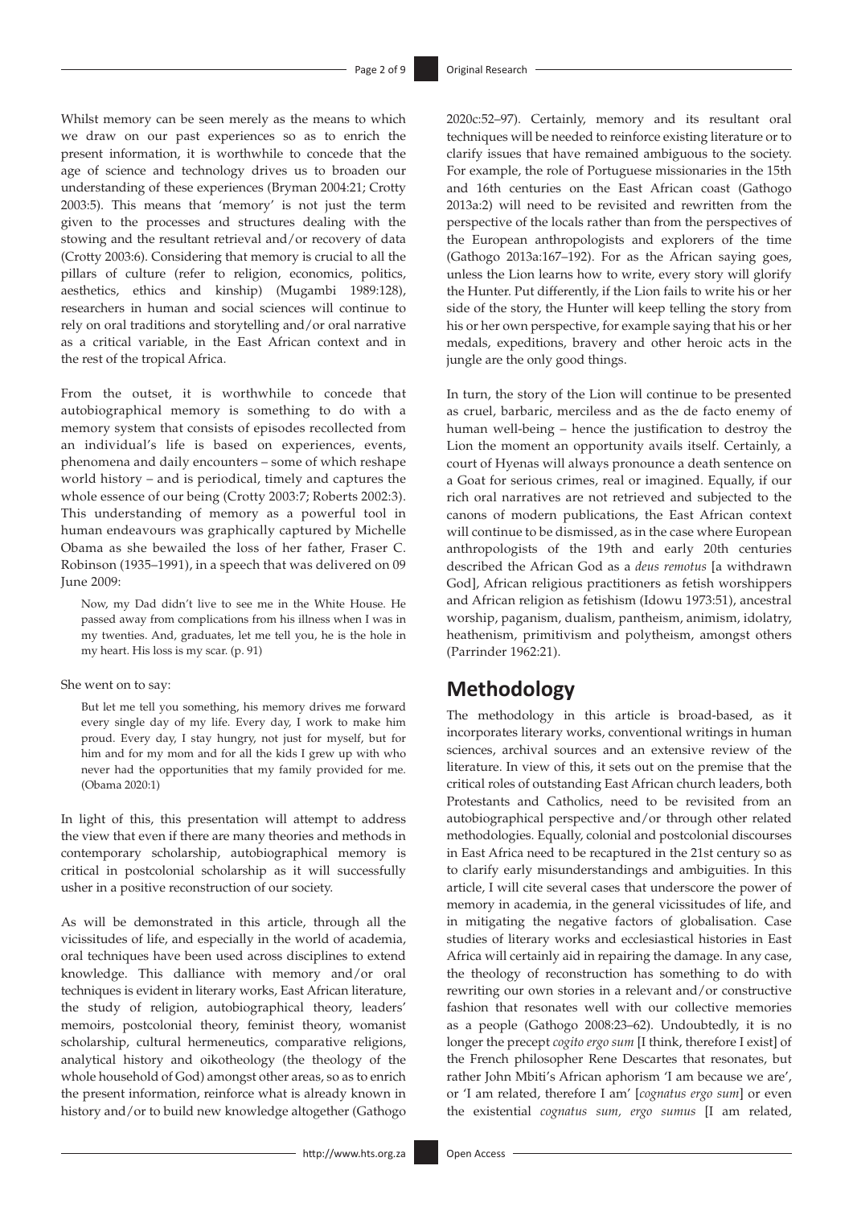Whilst memory can be seen merely as the means to which we draw on our past experiences so as to enrich the present information, it is worthwhile to concede that the age of science and technology drives us to broaden our understanding of these experiences (Bryman 2004:21; Crotty 2003:5). This means that 'memory' is not just the term given to the processes and structures dealing with the stowing and the resultant retrieval and/or recovery of data (Crotty 2003:6). Considering that memory is crucial to all the pillars of culture (refer to religion, economics, politics, aesthetics, ethics and kinship) (Mugambi 1989:128), researchers in human and social sciences will continue to rely on oral traditions and storytelling and/or oral narrative as a critical variable, in the East African context and in the rest of the tropical Africa.

From the outset, it is worthwhile to concede that autobiographical memory is something to do with a memory system that consists of episodes recollected from an individual's life is based on experiences, events, phenomena and daily encounters – some of which reshape world history – and is periodical, timely and captures the whole essence of our being (Crotty 2003:7; Roberts 2002:3). This understanding of memory as a powerful tool in human endeavours was graphically captured by Michelle Obama as she bewailed the loss of her father, Fraser C. Robinson (1935–1991), in a speech that was delivered on 09 June 2009:

> Now, my Dad didn't live to see me in the White House. He passed away from complications from his illness when I was in my twenties. And, graduates, let me tell you, he is the hole in my heart. His loss is my scar. (p. 91)

She went on to say:

> But let me tell you something, his memory drives me forward every single day of my life. Every day, I work to make him proud. Every day, I stay hungry, not just for myself, but for him and for my mom and for all the kids I grew up with who never had the opportunities that my family provided for me. (Obama 2020:1)

In light of this, this presentation will attempt to address the view that even if there are many theories and methods in contemporary scholarship, autobiographical memory is critical in postcolonial scholarship as it will successfully usher in a positive reconstruction of our society.

As will be demonstrated in this article, through all the vicissitudes of life, and especially in the world of academia, oral techniques have been used across disciplines to extend knowledge. This dalliance with memory and/or oral techniques is evident in literary works, East African literature, the study of religion, autobiographical theory, leaders' memoirs, postcolonial theory, feminist theory, womanist scholarship, cultural hermeneutics, comparative religions, analytical history and oikotheology (the theology of the whole household of God) amongst other areas, so as to enrich the present information, reinforce what is already known in history and/or to build new knowledge altogether (Gathogo 2020c:52–97). Certainly, memory and its resultant oral techniques will be needed to reinforce existing literature or to clarify issues that have remained ambiguous to the society. For example, the role of Portuguese missionaries in the 15th and 16th centuries on the East African coast (Gathogo 2013a:2) will need to be revisited and rewritten from the perspective of the locals rather than from the perspectives of the European anthropologists and explorers of the time (Gathogo 2013a:167–192). For as the African saying goes, unless the Lion learns how to write, every story will glorify the Hunter. Put differently, if the Lion fails to write his or her side of the story, the Hunter will keep telling the story from his or her own perspective, for example saying that his or her medals, expeditions, bravery and other heroic acts in the jungle are the only good things.

In turn, the story of the Lion will continue to be presented as cruel, barbaric, merciless and as the de facto enemy of human well-being – hence the justification to destroy the Lion the moment an opportunity avails itself. Certainly, a court of Hyenas will always pronounce a death sentence on a Goat for serious crimes, real or imagined. Equally, if our rich oral narratives are not retrieved and subjected to the canons of modern publications, the East African context will continue to be dismissed, as in the case where European anthropologists of the 19th and early 20th centuries described the African God as a *deus remotus* [a withdrawn God], African religious practitioners as fetish worshippers and African religion as fetishism (Idowu 1973:51), ancestral worship, paganism, dualism, pantheism, animism, idolatry, heathenism, primitivism and polytheism, amongst others (Parrinder 1962:21).

## Methodology

The methodology in this article is broad-based, as it incorporates literary works, conventional writings in human sciences, archival sources and an extensive review of the literature. In view of this, it sets out on the premise that the critical roles of outstanding East African church leaders, both Protestants and Catholics, need to be revisited from an autobiographical perspective and/or through other related methodologies. Equally, colonial and postcolonial discourses in East Africa need to be recaptured in the 21st century so as to clarify early misunderstandings and ambiguities. In this article, I will cite several cases that underscore the power of memory in academia, in the general vicissitudes of life, and in mitigating the negative factors of globalisation. Case studies of literary works and ecclesiastical histories in East Africa will certainly aid in repairing the damage. In any case, the theology of reconstruction has something to do with rewriting our own stories in a relevant and/or constructive fashion that resonates well with our collective memories as a people (Gathogo 2008:23–62). Undoubtedly, it is no longer the precept *cogito ergo sum* [I think, therefore I exist] of the French philosopher Rene Descartes that resonates, but rather John Mbiti's African aphorism 'I am because we are', or 'I am related, therefore I am' [*cognatus ergo sum*] or even the existential *cognatus sum, ergo sumus* [I am related,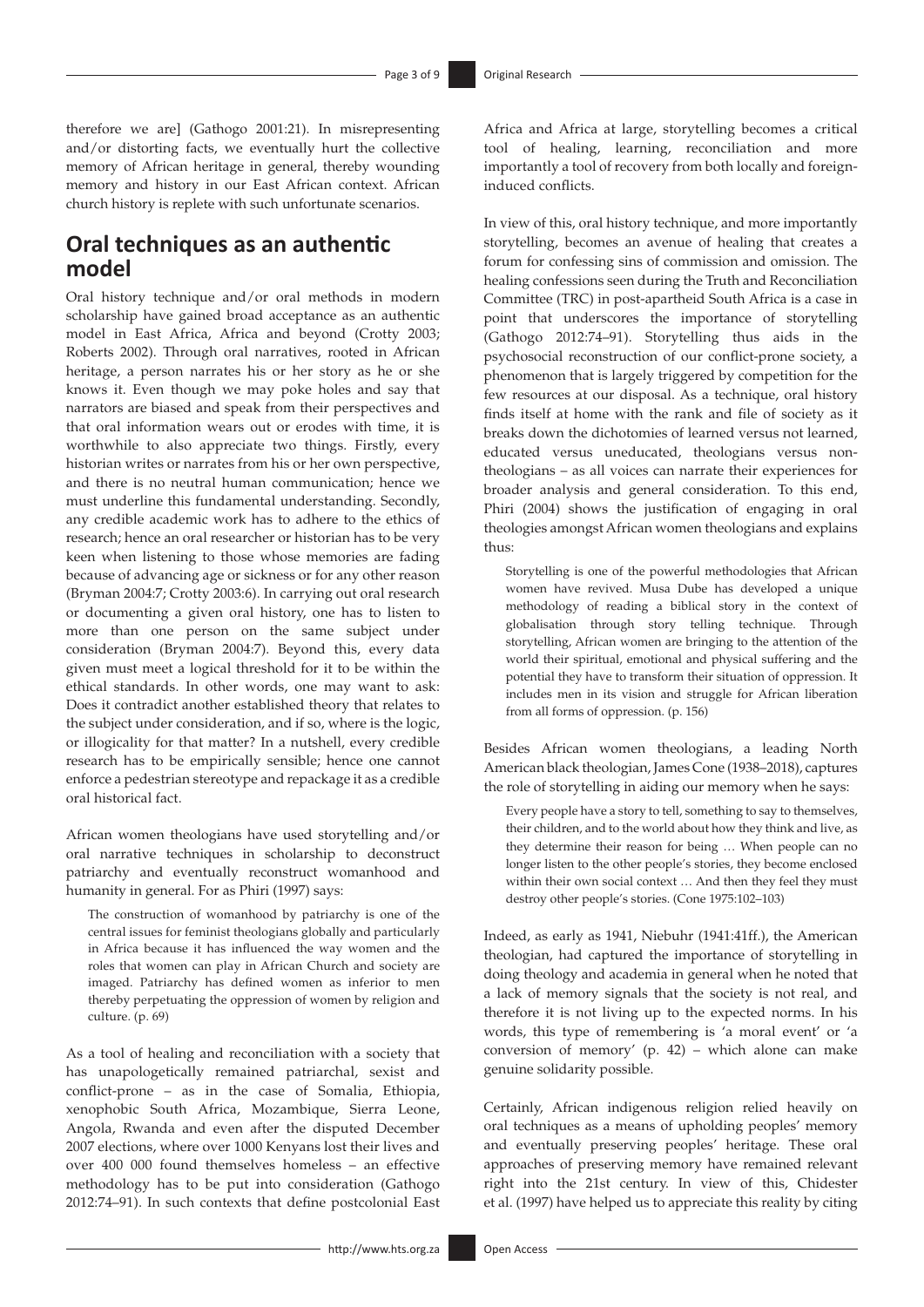therefore we are] (Gathogo 2001:21). In misrepresenting and/or distorting facts, we eventually hurt the collective memory of African heritage in general, thereby wounding memory and history in our East African context. African church history is replete with such unfortunate scenarios.

## Oral techniques as an authentic model

Oral history technique and/or oral methods in modern scholarship have gained broad acceptance as an authentic model in East Africa, Africa and beyond (Crotty 2003; Roberts 2002). Through oral narratives, rooted in African heritage, a person narrates his or her story as he or she knows it. Even though we may poke holes and say that narrators are biased and speak from their perspectives and that oral information wears out or erodes with time, it is worthwhile to also appreciate two things. Firstly, every historian writes or narrates from his or her own perspective, and there is no neutral human communication; hence we must underline this fundamental understanding. Secondly, any credible academic work has to adhere to the ethics of research; hence an oral researcher or historian has to be very keen when listening to those whose memories are fading because of advancing age or sickness or for any other reason (Bryman 2004:7; Crotty 2003:6). In carrying out oral research or documenting a given oral history, one has to listen to more than one person on the same subject under consideration (Bryman 2004:7). Beyond this, every data given must meet a logical threshold for it to be within the ethical standards. In other words, one may want to ask: Does it contradict another established theory that relates to the subject under consideration, and if so, where is the logic, or illogicality for that matter? In a nutshell, every credible research has to be empirically sensible; hence one cannot enforce a pedestrian stereotype and repackage it as a credible oral historical fact.

African women theologians have used storytelling and/or oral narrative techniques in scholarship to deconstruct patriarchy and eventually reconstruct womanhood and humanity in general. For as Phiri (1997) says:

> The construction of womanhood by patriarchy is one of the central issues for feminist theologians globally and particularly in Africa because it has influenced the way women and the roles that women can play in African Church and society are imaged. Patriarchy has defined women as inferior to men thereby perpetuating the oppression of women by religion and culture. (p. 69)

As a tool of healing and reconciliation with a society that has unapologetically remained patriarchal, sexist and conflict-prone – as in the case of Somalia, Ethiopia, xenophobic South Africa, Mozambique, Sierra Leone, Angola, Rwanda and even after the disputed December 2007 elections, where over 1000 Kenyans lost their lives and over 400 000 found themselves homeless – an effective methodology has to be put into consideration (Gathogo 2012:74–91). In such contexts that define postcolonial East Africa and Africa at large, storytelling becomes a critical tool of healing, learning, reconciliation and more importantly a tool of recovery from both locally and foreign-induced conflicts.

In view of this, oral history technique, and more importantly storytelling, becomes an avenue of healing that creates a forum for confessing sins of commission and omission. The healing confessions seen during the Truth and Reconciliation Committee (TRC) in post-apartheid South Africa is a case in point that underscores the importance of storytelling (Gathogo 2012:74–91). Storytelling thus aids in the psychosocial reconstruction of our conflict-prone society, a phenomenon that is largely triggered by competition for the few resources at our disposal. As a technique, oral history finds itself at home with the rank and file of society as it breaks down the dichotomies of learned versus not learned, educated versus uneducated, theologians versus non-theologians – as all voices can narrate their experiences for broader analysis and general consideration. To this end, Phiri (2004) shows the justification of engaging in oral theologies amongst African women theologians and explains thus:

> Storytelling is one of the powerful methodologies that African women have revived. Musa Dube has developed a unique methodology of reading a biblical story in the context of globalisation through story telling technique. Through storytelling, African women are bringing to the attention of the world their spiritual, emotional and physical suffering and the potential they have to transform their situation of oppression. It includes men in its vision and struggle for African liberation from all forms of oppression. (p. 156)

Besides African women theologians, a leading North American black theologian, James Cone (1938–2018), captures the role of storytelling in aiding our memory when he says:

> Every people have a story to tell, something to say to themselves, their children, and to the world about how they think and live, as they determine their reason for being … When people can no longer listen to the other people's stories, they become enclosed within their own social context … And then they feel they must destroy other people's stories. (Cone 1975:102–103)

Indeed, as early as 1941, Niebuhr (1941:41ff.), the American theologian, had captured the importance of storytelling in doing theology and academia in general when he noted that a lack of memory signals that the society is not real, and therefore it is not living up to the expected norms. In his words, this type of remembering is 'a moral event' or 'a conversion of memory' (p. 42) – which alone can make genuine solidarity possible.

Certainly, African indigenous religion relied heavily on oral techniques as a means of upholding peoples' memory and eventually preserving peoples' heritage. These oral approaches of preserving memory have remained relevant right into the 21st century. In view of this, Chidester et al. (1997) have helped us to appreciate this reality by citing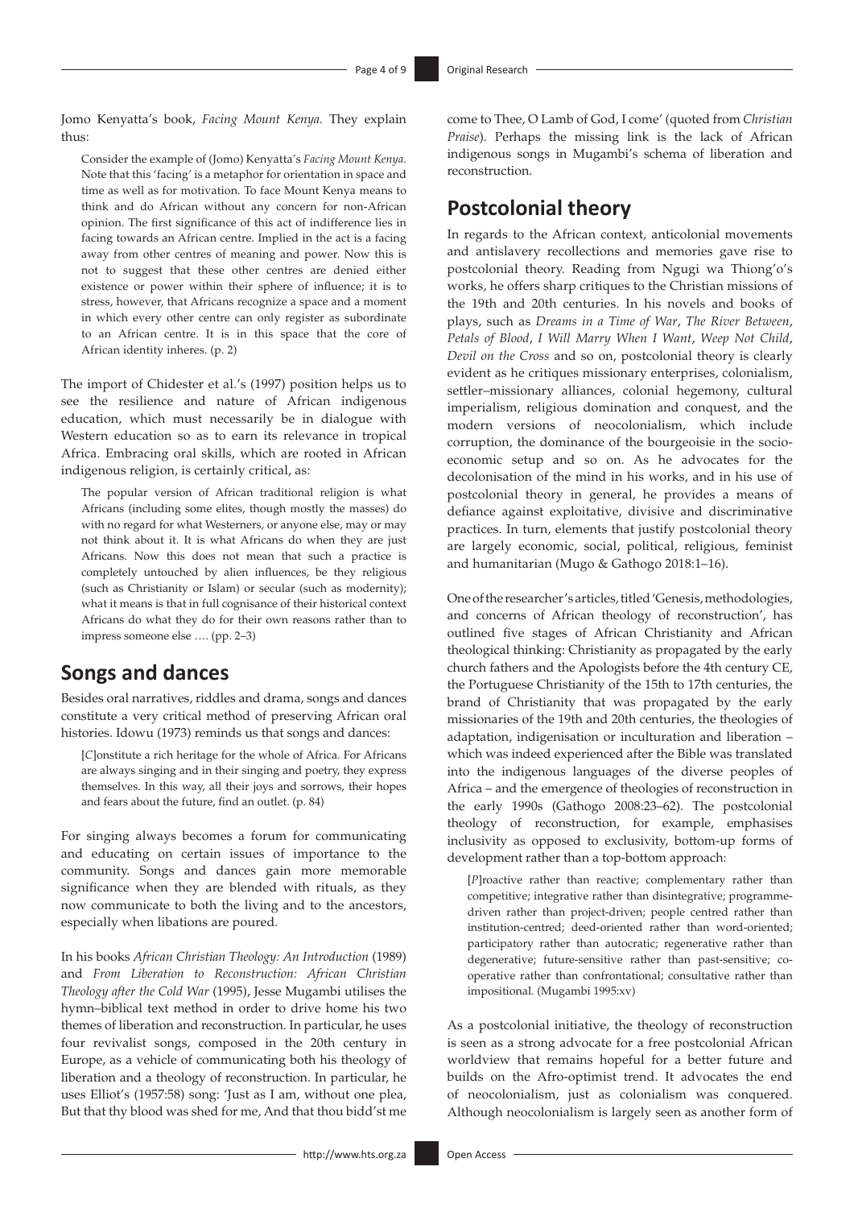Jomo Kenyatta's book, *Facing Mount Kenya*. They explain thus:

> Consider the example of (Jomo) Kenyatta's *Facing Mount Kenya*. Note that this 'facing' is a metaphor for orientation in space and time as well as for motivation. To face Mount Kenya means to think and do African without any concern for non-African opinion. The first significance of this act of indifference lies in facing towards an African centre. Implied in the act is a facing away from other centres of meaning and power. Now this is not to suggest that these other centres are denied either existence or power within their sphere of influence; it is to stress, however, that Africans recognize a space and a moment in which every other centre can only register as subordinate to an African centre. It is in this space that the core of African identity inheres. (p. 2)

The import of Chidester et al.'s (1997) position helps us to see the resilience and nature of African indigenous education, which must necessarily be in dialogue with Western education so as to earn its relevance in tropical Africa. Embracing oral skills, which are rooted in African indigenous religion, is certainly critical, as:

> The popular version of African traditional religion is what Africans (including some elites, though mostly the masses) do with no regard for what Westerners, or anyone else, may or may not think about it. It is what Africans do when they are just Africans. Now this does not mean that such a practice is completely untouched by alien influences, be they religious (such as Christianity or Islam) or secular (such as modernity); what it means is that in full cognisance of their historical context Africans do what they do for their own reasons rather than to impress someone else …. (pp. 2–3)

## Songs and dances

Besides oral narratives, riddles and drama, songs and dances constitute a very critical method of preserving African oral histories. Idowu (1973) reminds us that songs and dances:

> [*C*]onstitute a rich heritage for the whole of Africa. For Africans are always singing and in their singing and poetry, they express themselves. In this way, all their joys and sorrows, their hopes and fears about the future, find an outlet. (p. 84)

For singing always becomes a forum for communicating and educating on certain issues of importance to the community. Songs and dances gain more memorable significance when they are blended with rituals, as they now communicate to both the living and to the ancestors, especially when libations are poured.

In his books *African Christian Theology: An Introduction* (1989) and *From Liberation to Reconstruction: African Christian Theology after the Cold War* (1995), Jesse Mugambi utilises the hymn–biblical text method in order to drive home his two themes of liberation and reconstruction. In particular, he uses four revivalist songs, composed in the 20th century in Europe, as a vehicle of communicating both his theology of liberation and a theology of reconstruction. In particular, he uses Elliot's (1957:58) song: 'Just as I am, without one plea, But that thy blood was shed for me, And that thou bidd'st me come to Thee, O Lamb of God, I come' (quoted from *Christian Praise*). Perhaps the missing link is the lack of African indigenous songs in Mugambi's schema of liberation and reconstruction.

## Postcolonial theory

In regards to the African context, anticolonial movements and antislavery recollections and memories gave rise to postcolonial theory. Reading from Ngugi wa Thiong'o's works, he offers sharp critiques to the Christian missions of the 19th and 20th centuries. In his novels and books of plays, such as *Dreams in a Time of War*, *The River Between*, *Petals of Blood*, *I Will Marry When I Want*, *Weep Not Child*, *Devil on the Cross* and so on, postcolonial theory is clearly evident as he critiques missionary enterprises, colonialism, settler–missionary alliances, colonial hegemony, cultural imperialism, religious domination and conquest, and the modern versions of neocolonialism, which include corruption, the dominance of the bourgeoisie in the socio-economic setup and so on. As he advocates for the decolonisation of the mind in his works, and in his use of postcolonial theory in general, he provides a means of defiance against exploitative, divisive and discriminative practices. In turn, elements that justify postcolonial theory are largely economic, social, political, religious, feminist and humanitarian (Mugo & Gathogo 2018:1–16).

One of the researcher's articles, titled 'Genesis, methodologies, and concerns of African theology of reconstruction', has outlined five stages of African Christianity and African theological thinking: Christianity as propagated by the early church fathers and the Apologists before the 4th century CE, the Portuguese Christianity of the 15th to 17th centuries, the brand of Christianity that was propagated by the early missionaries of the 19th and 20th centuries, the theologies of adaptation, indigenisation or inculturation and liberation – which was indeed experienced after the Bible was translated into the indigenous languages of the diverse peoples of Africa – and the emergence of theologies of reconstruction in the early 1990s (Gathogo 2008:23–62). The postcolonial theology of reconstruction, for example, emphasises inclusivity as opposed to exclusivity, bottom-up forms of development rather than a top-bottom approach:

> [*P*]roactive rather than reactive; complementary rather than competitive; integrative rather than disintegrative; programme-driven rather than project-driven; people centred rather than institution-centred; deed-oriented rather than word-oriented; participatory rather than autocratic; regenerative rather than degenerative; future-sensitive rather than past-sensitive; co-operative rather than confrontational; consultative rather than impositional. (Mugambi 1995:xv)

As a postcolonial initiative, the theology of reconstruction is seen as a strong advocate for a free postcolonial African worldview that remains hopeful for a better future and builds on the Afro-optimist trend. It advocates the end of neocolonialism, just as colonialism was conquered. Although neocolonialism is largely seen as another form of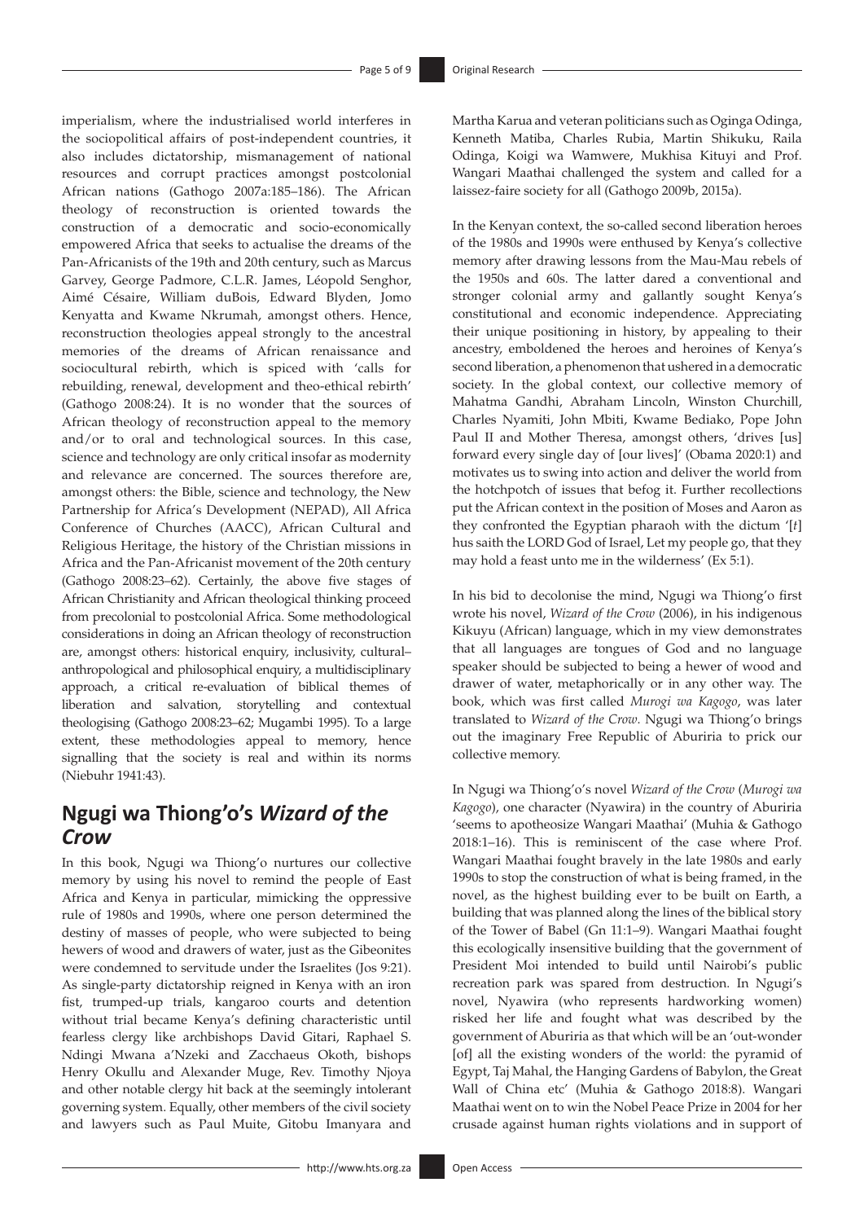imperialism, where the industrialised world interferes in the sociopolitical affairs of post-independent countries, it also includes dictatorship, mismanagement of national resources and corrupt practices amongst postcolonial African nations (Gathogo 2007a:185–186). The African theology of reconstruction is oriented towards the construction of a democratic and socio-economically empowered Africa that seeks to actualise the dreams of the Pan-Africanists of the 19th and 20th century, such as Marcus Garvey, George Padmore, C.L.R. James, Léopold Senghor, Aimé Césaire, William duBois, Edward Blyden, Jomo Kenyatta and Kwame Nkrumah, amongst others. Hence, reconstruction theologies appeal strongly to the ancestral memories of the dreams of African renaissance and sociocultural rebirth, which is spiced with 'calls for rebuilding, renewal, development and theo-ethical rebirth' (Gathogo 2008:24). It is no wonder that the sources of African theology of reconstruction appeal to the memory and/or to oral and technological sources. In this case, science and technology are only critical insofar as modernity and relevance are concerned. The sources therefore are, amongst others: the Bible, science and technology, the New Partnership for Africa's Development (NEPAD), All Africa Conference of Churches (AACC), African Cultural and Religious Heritage, the history of the Christian missions in Africa and the Pan-Africanist movement of the 20th century (Gathogo 2008:23–62). Certainly, the above five stages of African Christianity and African theological thinking proceed from precolonial to postcolonial Africa. Some methodological considerations in doing an African theology of reconstruction are, amongst others: historical enquiry, inclusivity, cultural–anthropological and philosophical enquiry, a multidisciplinary approach, a critical re-evaluation of biblical themes of liberation and salvation, storytelling and contextual theologising (Gathogo 2008:23–62; Mugambi 1995). To a large extent, these methodologies appeal to memory, hence signalling that the society is real and within its norms (Niebuhr 1941:43).

## Ngugi wa Thiong'o's *Wizard of the Crow*

In this book, Ngugi wa Thiong'o nurtures our collective memory by using his novel to remind the people of East Africa and Kenya in particular, mimicking the oppressive rule of 1980s and 1990s, where one person determined the destiny of masses of people, who were subjected to being hewers of wood and drawers of water, just as the Gibeonites were condemned to servitude under the Israelites (Jos 9:21). As single-party dictatorship reigned in Kenya with an iron fist, trumped-up trials, kangaroo courts and detention without trial became Kenya's defining characteristic until fearless clergy like archbishops David Gitari, Raphael S. Ndingi Mwana a'Nzeki and Zacchaeus Okoth, bishops Henry Okullu and Alexander Muge, Rev. Timothy Njoya and other notable clergy hit back at the seemingly intolerant governing system. Equally, other members of the civil society and lawyers such as Paul Muite, Gitobu Imanyara and Martha Karua and veteran politicians such as Oginga Odinga, Kenneth Matiba, Charles Rubia, Martin Shikuku, Raila Odinga, Koigi wa Wamwere, Mukhisa Kituyi and Prof. Wangari Maathai challenged the system and called for a laissez-faire society for all (Gathogo 2009b, 2015a).

In the Kenyan context, the so-called second liberation heroes of the 1980s and 1990s were enthused by Kenya's collective memory after drawing lessons from the Mau-Mau rebels of the 1950s and 60s. The latter dared a conventional and stronger colonial army and gallantly sought Kenya's constitutional and economic independence. Appreciating their unique positioning in history, by appealing to their ancestry, emboldened the heroes and heroines of Kenya's second liberation, a phenomenon that ushered in a democratic society. In the global context, our collective memory of Mahatma Gandhi, Abraham Lincoln, Winston Churchill, Charles Nyamiti, John Mbiti, Kwame Bediako, Pope John Paul II and Mother Theresa, amongst others, 'drives [us] forward every single day of [our lives]' (Obama 2020:1) and motivates us to swing into action and deliver the world from the hotchpotch of issues that befog it. Further recollections put the African context in the position of Moses and Aaron as they confronted the Egyptian pharaoh with the dictum '[*t*]hus saith the LORD God of Israel, Let my people go, that they may hold a feast unto me in the wilderness' (Ex 5:1).

In his bid to decolonise the mind, Ngugi wa Thiong'o first wrote his novel, *Wizard of the Crow* (2006), in his indigenous Kikuyu (African) language, which in my view demonstrates that all languages are tongues of God and no language speaker should be subjected to being a hewer of wood and drawer of water, metaphorically or in any other way. The book, which was first called *Murogi wa Kagogo*, was later translated to *Wizard of the Crow*. Ngugi wa Thiong'o brings out the imaginary Free Republic of Aburiria to prick our collective memory.

In Ngugi wa Thiong'o's novel *Wizard of the Crow* (*Murogi wa Kagogo*), one character (Nyawira) in the country of Aburiria 'seems to apotheosize Wangari Maathai' (Muhia & Gathogo 2018:1–16). This is reminiscent of the case where Prof. Wangari Maathai fought bravely in the late 1980s and early 1990s to stop the construction of what is being framed, in the novel, as the highest building ever to be built on Earth, a building that was planned along the lines of the biblical story of the Tower of Babel (Gn 11:1–9). Wangari Maathai fought this ecologically insensitive building that the government of President Moi intended to build until Nairobi's public recreation park was spared from destruction. In Ngugi's novel, Nyawira (who represents hardworking women) risked her life and fought what was described by the government of Aburiria as that which will be an 'out-wonder [of] all the existing wonders of the world: the pyramid of Egypt, Taj Mahal, the Hanging Gardens of Babylon, the Great Wall of China etc' (Muhia & Gathogo 2018:8). Wangari Maathai went on to win the Nobel Peace Prize in 2004 for her crusade against human rights violations and in support of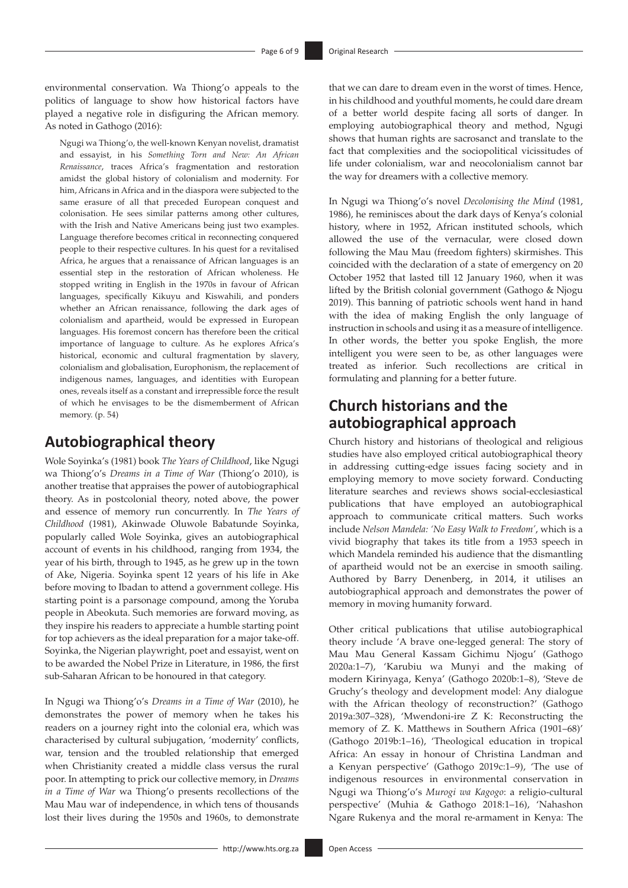environmental conservation. Wa Thiong'o appeals to the politics of language to show how historical factors have played a negative role in disfiguring the African memory. As noted in Gathogo (2016):

> Ngugi wa Thiong'o, the well-known Kenyan novelist, dramatist and essayist, in his *Something Torn and New: An African Renaissance*, traces Africa's fragmentation and restoration amidst the global history of colonialism and modernity. For him, Africans in Africa and in the diaspora were subjected to the same erasure of all that preceded European conquest and colonisation. He sees similar patterns among other cultures, with the Irish and Native Americans being just two examples. Language therefore becomes critical in reconnecting conquered people to their respective cultures. In his quest for a revitalised Africa, he argues that a renaissance of African languages is an essential step in the restoration of African wholeness. He stopped writing in English in the 1970s in favour of African languages, specifically Kikuyu and Kiswahili, and ponders whether an African renaissance, following the dark ages of colonialism and apartheid, would be expressed in European languages. His foremost concern has therefore been the critical importance of language to culture. As he explores Africa's historical, economic and cultural fragmentation by slavery, colonialism and globalisation, Europhonism, the replacement of indigenous names, languages, and identities with European ones, reveals itself as a constant and irrepressible force the result of which he envisages to be the dismemberment of African memory. (p. 54)

## Autobiographical theory

Wole Soyinka's (1981) book *The Years of Childhood*, like Ngugi wa Thiong'o's *Dreams in a Time of War* (Thiong'o 2010), is another treatise that appraises the power of autobiographical theory. As in postcolonial theory, noted above, the power and essence of memory run concurrently. In *The Years of Childhood* (1981), Akinwade Oluwole Babatunde Soyinka, popularly called Wole Soyinka, gives an autobiographical account of events in his childhood, ranging from 1934, the year of his birth, through to 1945, as he grew up in the town of Ake, Nigeria. Soyinka spent 12 years of his life in Ake before moving to Ibadan to attend a government college. His starting point is a parsonage compound, among the Yoruba people in Abeokuta. Such memories are forward moving, as they inspire his readers to appreciate a humble starting point for top achievers as the ideal preparation for a major take-off. Soyinka, the Nigerian playwright, poet and essayist, went on to be awarded the Nobel Prize in Literature, in 1986, the first sub-Saharan African to be honoured in that category.

In Ngugi wa Thiong'o's *Dreams in a Time of War* (2010), he demonstrates the power of memory when he takes his readers on a journey right into the colonial era, which was characterised by cultural subjugation, 'modernity' conflicts, war, tension and the troubled relationship that emerged when Christianity created a middle class versus the rural poor. In attempting to prick our collective memory, in *Dreams in a Time of War* wa Thiong'o presents recollections of the Mau Mau war of independence, in which tens of thousands lost their lives during the 1950s and 1960s, to demonstrate that we can dare to dream even in the worst of times. Hence, in his childhood and youthful moments, he could dare dream of a better world despite facing all sorts of danger. In employing autobiographical theory and method, Ngugi shows that human rights are sacrosanct and translate to the fact that complexities and the sociopolitical vicissitudes of life under colonialism, war and neocolonialism cannot bar the way for dreamers with a collective memory.

In Ngugi wa Thiong'o's novel *Decolonising the Mind* (1981, 1986), he reminisces about the dark days of Kenya's colonial history, where in 1952, African instituted schools, which allowed the use of the vernacular, were closed down following the Mau Mau (freedom fighters) skirmishes. This coincided with the declaration of a state of emergency on 20 October 1952 that lasted till 12 January 1960, when it was lifted by the British colonial government (Gathogo & Njogu 2019). This banning of patriotic schools went hand in hand with the idea of making English the only language of instruction in schools and using it as a measure of intelligence. In other words, the better you spoke English, the more intelligent you were seen to be, as other languages were treated as inferior. Such recollections are critical in formulating and planning for a better future.

## Church historians and the autobiographical approach

Church history and historians of theological and religious studies have also employed critical autobiographical theory in addressing cutting-edge issues facing society and in employing memory to move society forward. Conducting literature searches and reviews shows social-ecclesiastical publications that have employed an autobiographical approach to communicate critical matters. Such works include *Nelson Mandela: 'No Easy Walk to Freedom'*, which is a vivid biography that takes its title from a 1953 speech in which Mandela reminded his audience that the dismantling of apartheid would not be an exercise in smooth sailing. Authored by Barry Denenberg, in 2014, it utilises an autobiographical approach and demonstrates the power of memory in moving humanity forward.

Other critical publications that utilise autobiographical theory include 'A brave one-legged general: The story of Mau Mau General Kassam Gichimu Njogu' (Gathogo 2020a:1–7), 'Karubiu wa Munyi and the making of modern Kirinyaga, Kenya' (Gathogo 2020b:1–8), 'Steve de Gruchy's theology and development model: Any dialogue with the African theology of reconstruction?' (Gathogo 2019a:307–328), 'Mwendoni-ire Z K: Reconstructing the memory of Z. K. Matthews in Southern Africa (1901–68)' (Gathogo 2019b:1–16), 'Theological education in tropical Africa: An essay in honour of Christina Landman and a Kenyan perspective' (Gathogo 2019c:1–9), 'The use of indigenous resources in environmental conservation in Ngugi wa Thiong'o's *Murogi wa Kagogo*: a religio-cultural perspective' (Muhia & Gathogo 2018:1–16), 'Nahashon Ngare Rukenya and the moral re-armament in Kenya: The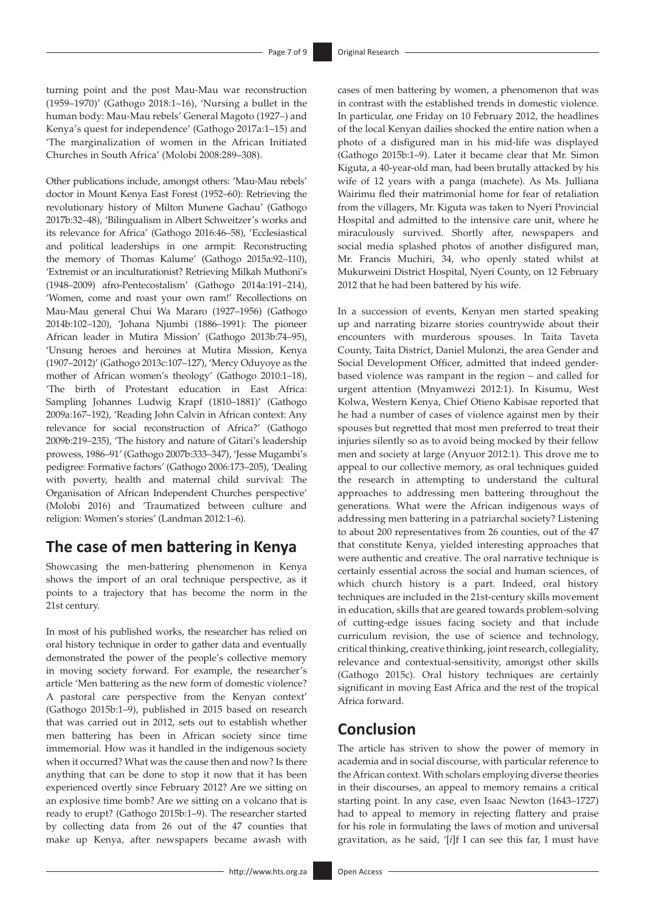turning point and the post Mau-Mau war reconstruction (1959–1970)' (Gathogo 2018:1–16), 'Nursing a bullet in the human body: Mau-Mau rebels' General Magoto (1927–) and Kenya's quest for independence' (Gathogo 2017a:1–15) and 'The marginalization of women in the African Initiated Churches in South Africa' (Molobi 2008:289–308).

Other publications include, amongst others: 'Mau-Mau rebels' doctor in Mount Kenya East Forest (1952–60): Retrieving the revolutionary history of Milton Munene Gachau' (Gathogo 2017b:32–48), 'Bilingualism in Albert Schweitzer's works and its relevance for Africa' (Gathogo 2016:46–58), 'Ecclesiastical and political leaderships in one armpit: Reconstructing the memory of Thomas Kalume' (Gathogo 2015a:92–110), 'Extremist or an inculturationist? Retrieving Milkah Muthoni's (1948–2009) afro-Pentecostalism' (Gathogo 2014a:191–214), 'Women, come and roast your own ram!' Recollections on Mau-Mau general Chui Wa Mararo (1927–1956) (Gathogo 2014b:102–120), 'Johana Njumbi (1886–1991): The pioneer African leader in Mutira Mission' (Gathogo 2013b:74–95), 'Unsung heroes and heroines at Mutira Mission, Kenya (1907–2012)' (Gathogo 2013c:107–127), 'Mercy Oduyoye as the mother of African women's theology' (Gathogo 2010:1–18), 'The birth of Protestant education in East Africa: Sampling Johannes Ludwig Krapf (1810–1881)' (Gathogo 2009a:167–192), 'Reading John Calvin in African context: Any relevance for social reconstruction of Africa?' (Gathogo 2009b:219–235), 'The history and nature of Gitari's leadership prowess, 1986–91' (Gathogo 2007b:333–347), 'Jesse Mugambi's pedigree: Formative factors' (Gathogo 2006:173–205), 'Dealing with poverty, health and maternal child survival: The Organisation of African Independent Churches perspective' (Molobi 2016) and 'Traumatized between culture and religion: Women's stories' (Landman 2012:1–6).

## The case of men battering in Kenya

Showcasing the men-battering phenomenon in Kenya shows the import of an oral technique perspective, as it points to a trajectory that has become the norm in the 21st century.

In most of his published works, the researcher has relied on oral history technique in order to gather data and eventually demonstrated the power of the people's collective memory in moving society forward. For example, the researcher's article 'Men battering as the new form of domestic violence? A pastoral care perspective from the Kenyan context' (Gathogo 2015b:1–9), published in 2015 based on research that was carried out in 2012, sets out to establish whether men battering has been in African society since time immemorial. How was it handled in the indigenous society when it occurred? What was the cause then and now? Is there anything that can be done to stop it now that it has been experienced overtly since February 2012? Are we sitting on an explosive time bomb? Are we sitting on a volcano that is ready to erupt? (Gathogo 2015b:1–9). The researcher started by collecting data from 26 out of the 47 counties that make up Kenya, after newspapers became awash with cases of men battering by women, a phenomenon that was in contrast with the established trends in domestic violence. In particular, one Friday on 10 February 2012, the headlines of the local Kenyan dailies shocked the entire nation when a photo of a disfigured man in his mid-life was displayed (Gathogo 2015b:1–9). Later it became clear that Mr. Simon Kiguta, a 40-year-old man, had been brutally attacked by his wife of 12 years with a panga (machete). As Ms. Julliana Wairimu fled their matrimonial home for fear of retaliation from the villagers, Mr. Kiguta was taken to Nyeri Provincial Hospital and admitted to the intensive care unit, where he miraculously survived. Shortly after, newspapers and social media splashed photos of another disfigured man, Mr. Francis Muchiri, 34, who openly stated whilst at Mukurweini District Hospital, Nyeri County, on 12 February 2012 that he had been battered by his wife.

In a succession of events, Kenyan men started speaking up and narrating bizarre stories countrywide about their encounters with murderous spouses. In Taita Taveta County, Taita District, Daniel Mulonzi, the area Gender and Social Development Officer, admitted that indeed gender-based violence was rampant in the region – and called for urgent attention (Mnyamwezi 2012:1). In Kisumu, West Kolwa, Western Kenya, Chief Otieno Kabisae reported that he had a number of cases of violence against men by their spouses but regretted that most men preferred to treat their injuries silently so as to avoid being mocked by their fellow men and society at large (Anyuor 2012:1). This drove me to appeal to our collective memory, as oral techniques guided the research in attempting to understand the cultural approaches to addressing men battering throughout the generations. What were the African indigenous ways of addressing men battering in a patriarchal society? Listening to about 200 representatives from 26 counties, out of the 47 that constitute Kenya, yielded interesting approaches that were authentic and creative. The oral narrative technique is certainly essential across the social and human sciences, of which church history is a part. Indeed, oral history techniques are included in the 21st-century skills movement in education, skills that are geared towards problem-solving of cutting-edge issues facing society and that include curriculum revision, the use of science and technology, critical thinking, creative thinking, joint research, collegiality, relevance and contextual-sensitivity, amongst other skills (Gathogo 2015c). Oral history techniques are certainly significant in moving East Africa and the rest of the tropical Africa forward.

## Conclusion

The article has striven to show the power of memory in academia and in social discourse, with particular reference to the African context. With scholars employing diverse theories in their discourses, an appeal to memory remains a critical starting point. In any case, even Isaac Newton (1643–1727) had to appeal to memory in rejecting flattery and praise for his role in formulating the laws of motion and universal gravitation, as he said, '[*i*]f I can see this far, I must have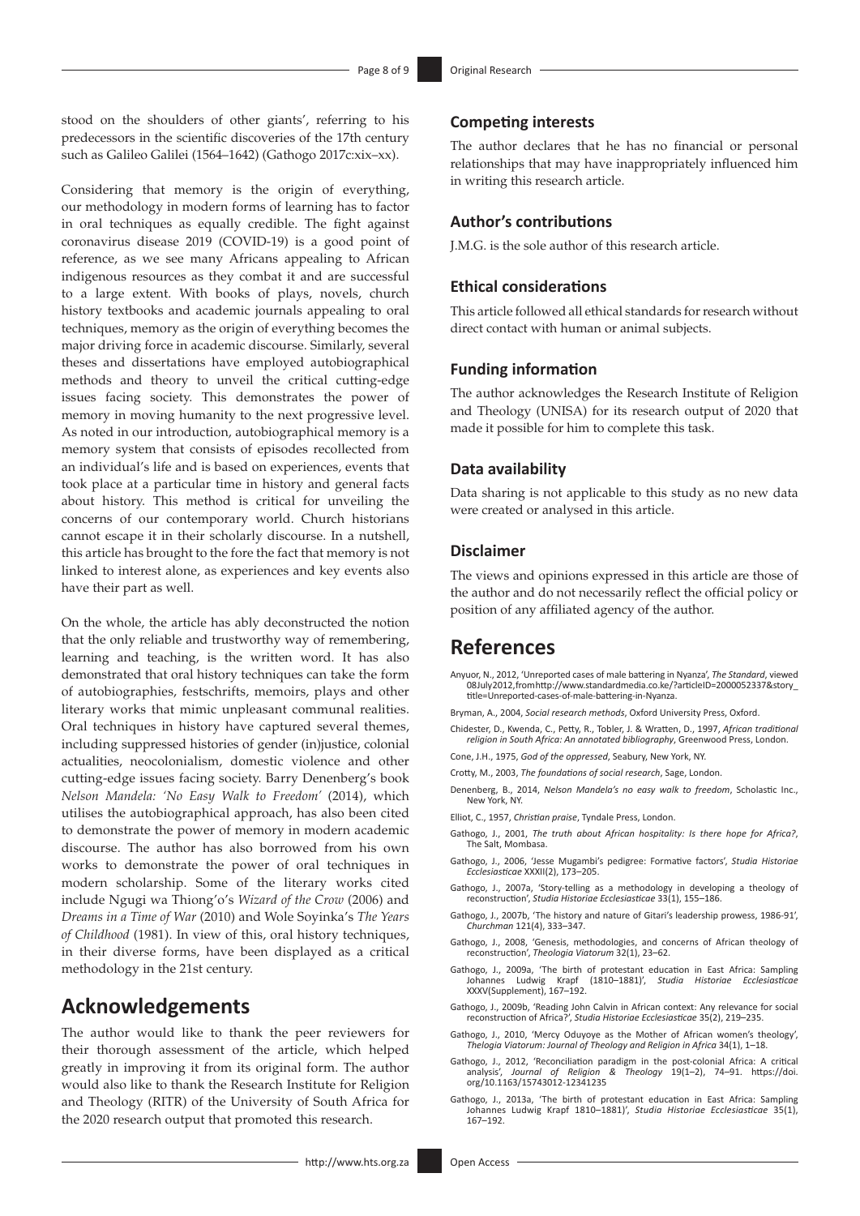stood on the shoulders of other giants', referring to his predecessors in the scientific discoveries of the 17th century such as Galileo Galilei (1564–1642) (Gathogo 2017c:xix–xx).

Considering that memory is the origin of everything, our methodology in modern forms of learning has to factor in oral techniques as equally credible. The fight against coronavirus disease 2019 (COVID-19) is a good point of reference, as we see many Africans appealing to African indigenous resources as they combat it and are successful to a large extent. With books of plays, novels, church history textbooks and academic journals appealing to oral techniques, memory as the origin of everything becomes the major driving force in academic discourse. Similarly, several theses and dissertations have employed autobiographical methods and theory to unveil the critical cutting-edge issues facing society. This demonstrates the power of memory in moving humanity to the next progressive level. As noted in our introduction, autobiographical memory is a memory system that consists of episodes recollected from an individual's life and is based on experiences, events that took place at a particular time in history and general facts about history. This method is critical for unveiling the concerns of our contemporary world. Church historians cannot escape it in their scholarly discourse. In a nutshell, this article has brought to the fore the fact that memory is not linked to interest alone, as experiences and key events also have their part as well.

On the whole, the article has ably deconstructed the notion that the only reliable and trustworthy way of remembering, learning and teaching, is the written word. It has also demonstrated that oral history techniques can take the form of autobiographies, festschrifts, memoirs, plays and other literary works that mimic unpleasant communal realities. Oral techniques in history have captured several themes, including suppressed histories of gender (in)justice, colonial actualities, neocolonialism, domestic violence and other cutting-edge issues facing society. Barry Denenberg's book *Nelson Mandela: 'No Easy Walk to Freedom'* (2014), which utilises the autobiographical approach, has also been cited to demonstrate the power of memory in modern academic discourse. The author has also borrowed from his own works to demonstrate the power of oral techniques in modern scholarship. Some of the literary works cited include Ngugi wa Thiong'o's *Wizard of the Crow* (2006) and *Dreams in a Time of War* (2010) and Wole Soyinka's *The Years of Childhood* (1981). In view of this, oral history techniques, in their diverse forms, have been displayed as a critical methodology in the 21st century.

## Acknowledgements

The author would like to thank the peer reviewers for their thorough assessment of the article, which helped greatly in improving it from its original form. The author would also like to thank the Research Institute for Religion and Theology (RITR) of the University of South Africa for the 2020 research output that promoted this research.

### Competing interests

The author declares that he has no financial or personal relationships that may have inappropriately influenced him in writing this research article.

### Author's contributions

J.M.G. is the sole author of this research article.

### Ethical considerations

This article followed all ethical standards for research without direct contact with human or animal subjects.

### Funding information

The author acknowledges the Research Institute of Religion and Theology (UNISA) for its research output of 2020 that made it possible for him to complete this task.

### Data availability

Data sharing is not applicable to this study as no new data were created or analysed in this article.

### Disclaimer

The views and opinions expressed in this article are those of the author and do not necessarily reflect the official policy or position of any affiliated agency of the author.

## References

Anyuor, N., 2012, 'Unreported cases of male battering in Nyanza', *The Standard*, viewed 08July2012,fromhttp://www.standardmedia.co.ke/?articleID=2000052337&story_title=Unreported-cases-of-male-battering-in-Nyanza.

Bryman, A., 2004, *Social research methods*, Oxford University Press, Oxford.

Chidester, D., Kwenda, C., Petty, R., Tobler, J. & Wratten, D., 1997, *African traditional religion in South Africa: An annotated bibliography*, Greenwood Press, London.

Cone, J.H., 1975, *God of the oppressed*, Seabury, New York, NY.

Crotty, M., 2003, *The foundations of social research*, Sage, London.

Denenberg, B., 2014, *Nelson Mandela's no easy walk to freedom*, Scholastic Inc., New York, NY.

Elliot, C., 1957, *Christian praise*, Tyndale Press, London.

Gathogo, J., 2001, *The truth about African hospitality: Is there hope for Africa?*, The Salt, Mombasa.

Gathogo, J., 2006, 'Jesse Mugambi's pedigree: Formative factors', *Studia Historiae Ecclesiasticae* XXXII(2), 173–205.

Gathogo, J., 2007a, 'Story-telling as a methodology in developing a theology of reconstruction', *Studia Historiae Ecclesiasticae* 33(1), 155–186.

Gathogo, J., 2007b, 'The history and nature of Gitari's leadership prowess, 1986-91', *Churchman* 121(4), 333–347.

Gathogo, J., 2008, 'Genesis, methodologies, and concerns of African theology of reconstruction', *Theologia Viatorum* 32(1), 23–62.

Gathogo, J., 2009a, 'The birth of protestant education in East Africa: Sampling Johannes Ludwig Krapf (1810–1881)', *Studia Historiae Ecclesiasticae* XXXV(Supplement), 167–192.

Gathogo, J., 2009b, 'Reading John Calvin in African context: Any relevance for social reconstruction of Africa?', *Studia Historiae Ecclesiasticae* 35(2), 219–235.

Gathogo, J., 2010, 'Mercy Oduyoye as the Mother of African women's theology', *Thelogia Viatorum: Journal of Theology and Religion in Africa* 34(1), 1–18.

Gathogo, J., 2012, 'Reconciliation paradigm in the post-colonial Africa: A critical analysis', *Journal of Religion & Theology* 19(1–2), 74–91. https://doi.org/10.1163/15743012-12341235

Gathogo, J., 2013a, 'The birth of protestant education in East Africa: Sampling Johannes Ludwig Krapf 1810–1881)', *Studia Historiae Ecclesiasticae* 35(1), 167–192.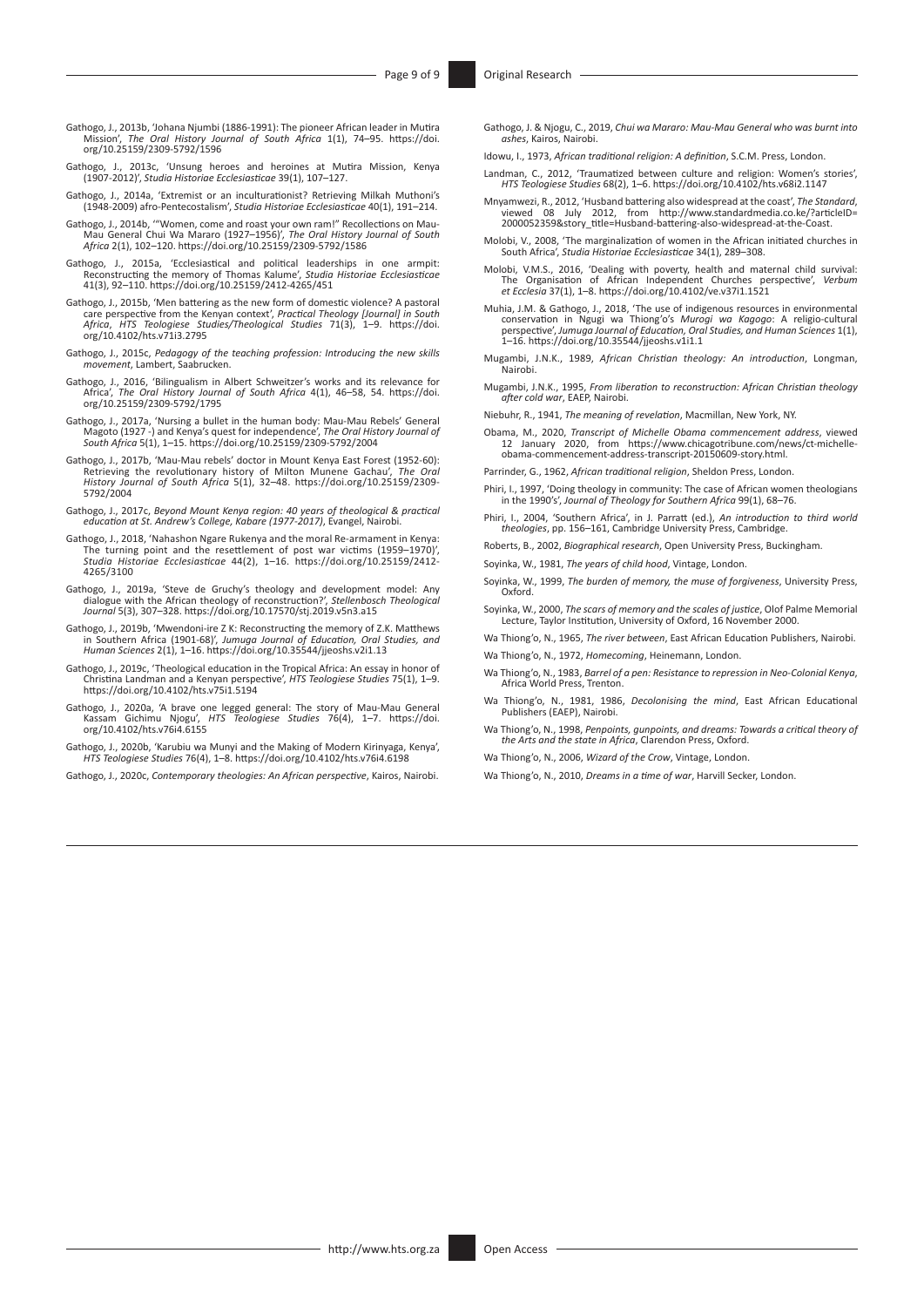Gathogo, J., 2013b, 'Johana Njumbi (1886-1991): The pioneer African leader in Mutira Mission', *The Oral History Journal of South Africa* 1(1), 74–95. https://doi.org/10.25159/2309-5792/1596

Gathogo, J., 2013c, 'Unsung heroes and heroines at Mutira Mission, Kenya (1907-2012)', *Studia Historiae Ecclesiasticae* 39(1), 107–127.

Gathogo, J., 2014a, 'Extremist or an inculturationist? Retrieving Milkah Muthoni's (1948-2009) afro-Pentecostalism', *Studia Historiae Ecclesiasticae* 40(1), 191–214.

Gathogo, J., 2014b, '"Women, come and roast your own ram!" Recollections on Mau-Mau General Chui Wa Mararo (1927–1956)', *The Oral History Journal of South Africa* 2(1), 102–120. https://doi.org/10.25159/2309-5792/1586

Gathogo, J., 2015a, 'Ecclesiastical and political leaderships in one armpit: Reconstructing the memory of Thomas Kalume', *Studia Historiae Ecclesiasticae* 41(3), 92–110. https://doi.org/10.25159/2412-4265/451

Gathogo, J., 2015b, 'Men battering as the new form of domestic violence? A pastoral care perspective from the Kenyan context', *Practical Theology [Journal] in South Africa*, *HTS Teologiese Studies/Theological Studies* 71(3), 1–9. https://doi.org/10.4102/hts.v71i3.2795

Gathogo, J., 2015c, *Pedagogy of the teaching profession: Introducing the new skills movement*, Lambert, Saabrucken.

Gathogo, J., 2016, 'Bilingualism in Albert Schweitzer's works and its relevance for Africa', *The Oral History Journal of South Africa* 4(1), 46–58, 54. https://doi.org/10.25159/2309-5792/1795

Gathogo, J., 2017a, 'Nursing a bullet in the human body: Mau-Mau Rebels' General Magoto (1927 -) and Kenya's quest for independence', *The Oral History Journal of South Africa* 5(1), 1–15. https://doi.org/10.25159/2309-5792/2004

Gathogo, J., 2017b, 'Mau-Mau rebels' doctor in Mount Kenya East Forest (1952-60): Retrieving the revolutionary history of Milton Munene Gachau', *The Oral History Journal of South Africa* 5(1), 32–48. https://doi.org/10.25159/2309-5792/2004

Gathogo, J., 2017c, *Beyond Mount Kenya region: 40 years of theological & practical education at St. Andrew's College, Kabare (1977-2017)*, Evangel, Nairobi.

Gathogo, J., 2018, 'Nahashon Ngare Rukenya and the moral Re-armament in Kenya: The turning point and the resettlement of post war victims (1959–1970)', *Studia Historiae Ecclesiasticae* 44(2), 1–16. https://doi.org/10.25159/2412-4265/3100

Gathogo, J., 2019a, 'Steve de Gruchy's theology and development model: Any dialogue with the African theology of reconstruction?', *Stellenbosch Theological Journal* 5(3), 307–328. https://doi.org/10.17570/stj.2019.v5n3.a15

Gathogo, J., 2019b, 'Mwendoni-ire Z K: Reconstructing the memory of Z.K. Matthews in Southern Africa (1901-68)', *Jumuga Journal of Education, Oral Studies, and Human Sciences* 2(1), 1–16. https://doi.org/10.35544/jjeoshs.v2i1.13

Gathogo, J., 2019c, 'Theological education in the Tropical Africa: An essay in honor of Christina Landman and a Kenyan perspective', *HTS Teologiese Studies* 75(1), 1–9. https://doi.org/10.4102/hts.v75i1.5194

Gathogo, J., 2020a, 'A brave one legged general: The story of Mau-Mau General Kassam Gichimu Njogu', *HTS Teologiese Studies* 76(4), 1–7. https://doi.org/10.4102/hts.v76i4.6155

Gathogo, J., 2020b, 'Karubiu wa Munyi and the Making of Modern Kirinyaga, Kenya', *HTS Teologiese Studies* 76(4), 1–8. https://doi.org/10.4102/hts.v76i4.6198

Gathogo, J., 2020c, *Contemporary theologies: An African perspective*, Kairos, Nairobi.

Gathogo, J. & Njogu, C., 2019, *Chui wa Mararo: Mau-Mau General who was burnt into ashes*, Kairos, Nairobi.

Idowu, I., 1973, *African traditional religion: A definition*, S.C.M. Press, London.

Landman, C., 2012, 'Traumatized between culture and religion: Women's stories', *HTS Teologiese Studies* 68(2), 1–6. https://doi.org/10.4102/hts.v68i2.1147

Mnyamwezi, R., 2012, 'Husband battering also widespread at the coast', *The Standard*, viewed 08 July 2012, from http://www.standardmedia.co.ke/?articleID=2000052359&story_title=Husband-battering-also-widespread-at-the-Coast.

Molobi, V., 2008, 'The marginalization of women in the African initiated churches in South Africa', *Studia Historiae Ecclesiasticae* 34(1), 289–308.

Molobi, V.M.S., 2016, 'Dealing with poverty, health and maternal child survival: The Organisation of African Independent Churches perspective', *Verbum et Ecclesia* 37(1), 1–8. https://doi.org/10.4102/ve.v37i1.1521

Muhia, J.M. & Gathogo, J., 2018, 'The use of indigenous resources in environmental conservation in Ngugi wa Thiong'o's *Murogi wa Kagogo*: A religio-cultural perspective', *Jumuga Journal of Education, Oral Studies, and Human Sciences* 1(1), 1–16. https://doi.org/10.35544/jjeoshs.v1i1.1

Mugambi, J.N.K., 1989, *African Christian theology: An introduction*, Longman, Nairobi.

Mugambi, J.N.K., 1995, *From liberation to reconstruction: African Christian theology after cold war*, EAEP, Nairobi.

Niebuhr, R., 1941, *The meaning of revelation*, Macmillan, New York, NY.

Obama, M., 2020, *Transcript of Michelle Obama commencement address*, viewed 12 January 2020, from https://www.chicagotribune.com/news/ct-michelle-obama-commencement-address-transcript-20150609-story.html.

Parrinder, G., 1962, *African traditional religion*, Sheldon Press, London.

Phiri, I., 1997, 'Doing theology in community: The case of African women theologians in the 1990's', *Journal of Theology for Southern Africa* 99(1), 68–76.

Phiri, I., 2004, 'Southern Africa', in J. Parratt (ed.), *An introduction to third world theologies*, pp. 156–161, Cambridge University Press, Cambridge.

Roberts, B., 2002, *Biographical research*, Open University Press, Buckingham.

Soyinka, W., 1981, *The years of child hood*, Vintage, London.

Soyinka, W., 1999, *The burden of memory, the muse of forgiveness*, University Press, Oxford.

Soyinka, W., 2000, *The scars of memory and the scales of justice*, Olof Palme Memorial Lecture, Taylor Institution, University of Oxford, 16 November 2000.

Wa Thiong'o, N., 1965, *The river between*, East African Education Publishers, Nairobi.

Wa Thiong'o, N., 1972, *Homecoming*, Heinemann, London.

Wa Thiong'o, N., 1983, *Barrel of a pen: Resistance to repression in Neo-Colonial Kenya*, Africa World Press, Trenton.

Wa Thiong'o, N., 1981, 1986, *Decolonising the mind*, East African Educational Publishers (EAEP), Nairobi.

Wa Thiong'o, N., 1998, *Penpoints, gunpoints, and dreams: Towards a critical theory of the Arts and the state in Africa*, Clarendon Press, Oxford.

Wa Thiong'o, N., 2006, *Wizard of the Crow*, Vintage, London.

Wa Thiong'o, N., 2010, *Dreams in a time of war*, Harvill Secker, London.